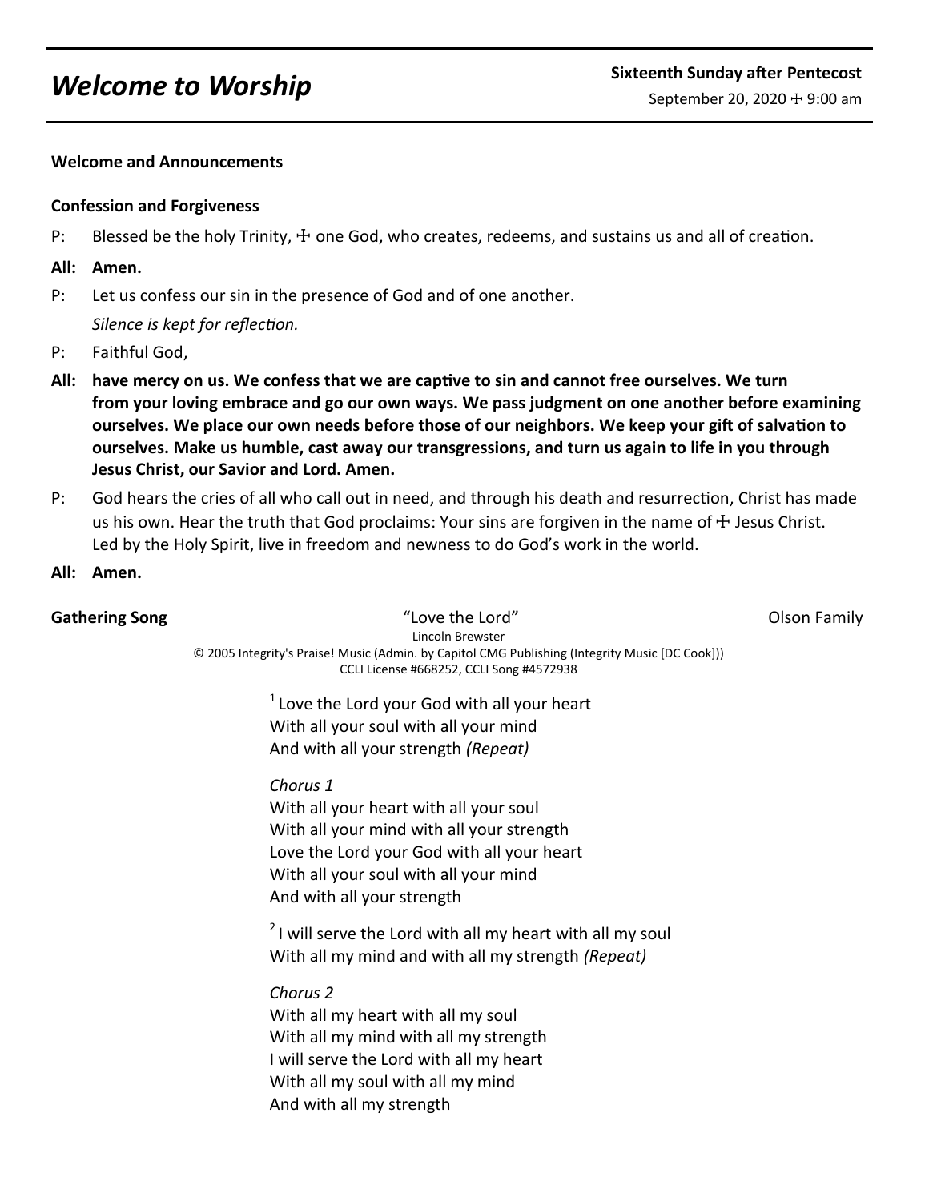# *Welcome to Worship*

**Sixteenth Sunday after Pentecost**

September 20, 2020 ☩ 9:00 am

**Welcome and Announcements**

**Confession and Forgiveness**

P: Blessed be the holy Trinity, ☩ one God, who creates, redeems, and sustains us and all of creation.

**All: Amen.**

P: Let us confess our sin in the presence of God and of one another.

*Silence is kept for reflection.*

P: Faithful God,

**All: have mercy on us. We confess that we are captive to sin and cannot free ourselves. We turn from your loving embrace and go our own ways. We pass judgment on one another before examining ourselves. We place our own needs before those of our neighbors. We keep your gift of salvation to ourselves. Make us humble, cast away our transgressions, and turn us again to life in you through Jesus Christ, our Savior and Lord. Amen.**

P: God hears the cries of all who call out in need, and through his death and resurrection, Christ has made us his own. Hear the truth that God proclaims: Your sins are forgiven in the name of ☩ Jesus Christ. Led by the Holy Spirit, live in freedom and newness to do God's work in the world.

**All: Amen.**

**Gathering Song** "Love the Lord" Olson Family

Lincoln Brewster
© 2005 Integrity's Praise! Music (Admin. by Capitol CMG Publishing (Integrity Music [DC Cook]))
CCLI License #668252, CCLI Song #4572938

[1] Love the Lord your God with all your heart
With all your soul with all your mind
And with all your strength *(Repeat)*

*Chorus 1*
With all your heart with all your soul
With all your mind with all your strength
Love the Lord your God with all your heart
With all your soul with all your mind
And with all your strength

[2] I will serve the Lord with all my heart with all my soul
With all my mind and with all my strength *(Repeat)*

*Chorus 2*
With all my heart with all my soul
With all my mind with all my strength
I will serve the Lord with all my heart
With all my soul with all my mind
And with all my strength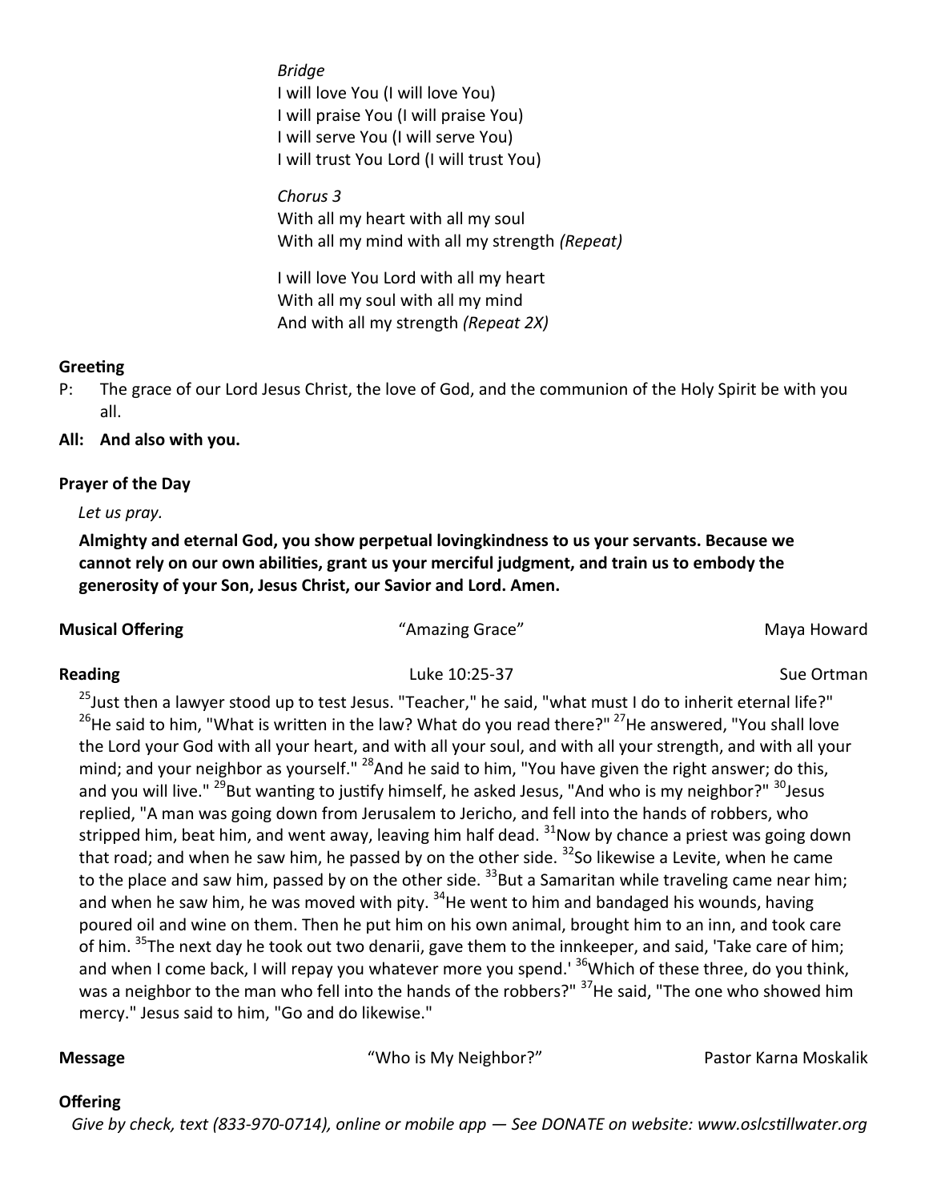*Bridge*
I will love You (I will love You)
I will praise You (I will praise You)
I will serve You (I will serve You)
I will trust You Lord (I will trust You)

*Chorus 3*
With all my heart with all my soul
With all my mind with all my strength *(Repeat)*

I will love You Lord with all my heart
With all my soul with all my mind
And with all my strength *(Repeat 2X)*

**Greeting**

P: The grace of our Lord Jesus Christ, the love of God, and the communion of the Holy Spirit be with you all.

**All: And also with you.**

**Prayer of the Day**

*Let us pray.*

**Almighty and eternal God, you show perpetual lovingkindness to us your servants. Because we cannot rely on our own abilities, grant us your merciful judgment, and train us to embody the generosity of your Son, Jesus Christ, our Savior and Lord. Amen.**

**Musical Offering** "Amazing Grace" Maya Howard

**Reading** Luke 10:25-37 Sue Ortman

[25]Just then a lawyer stood up to test Jesus. "Teacher," he said, "what must I do to inherit eternal life?" [26]He said to him, "What is written in the law? What do you read there?" [27]He answered, "You shall love the Lord your God with all your heart, and with all your soul, and with all your strength, and with all your mind; and your neighbor as yourself." [28]And he said to him, "You have given the right answer; do this, and you will live." [29]But wanting to justify himself, he asked Jesus, "And who is my neighbor?" [30]Jesus replied, "A man was going down from Jerusalem to Jericho, and fell into the hands of robbers, who stripped him, beat him, and went away, leaving him half dead. [31]Now by chance a priest was going down that road; and when he saw him, he passed by on the other side. [32]So likewise a Levite, when he came to the place and saw him, passed by on the other side. [33]But a Samaritan while traveling came near him; and when he saw him, he was moved with pity. [34]He went to him and bandaged his wounds, having poured oil and wine on them. Then he put him on his own animal, brought him to an inn, and took care of him. [35]The next day he took out two denarii, gave them to the innkeeper, and said, 'Take care of him; and when I come back, I will repay you whatever more you spend.' [36]Which of these three, do you think, was a neighbor to the man who fell into the hands of the robbers?" [37]He said, "The one who showed him mercy." Jesus said to him, "Go and do likewise."

**Message** "Who is My Neighbor?" Pastor Karna Moskalik

**Offering**

*Give by check, text (833-970-0714), online or mobile app — See DONATE on website: www.oslcstillwater.org*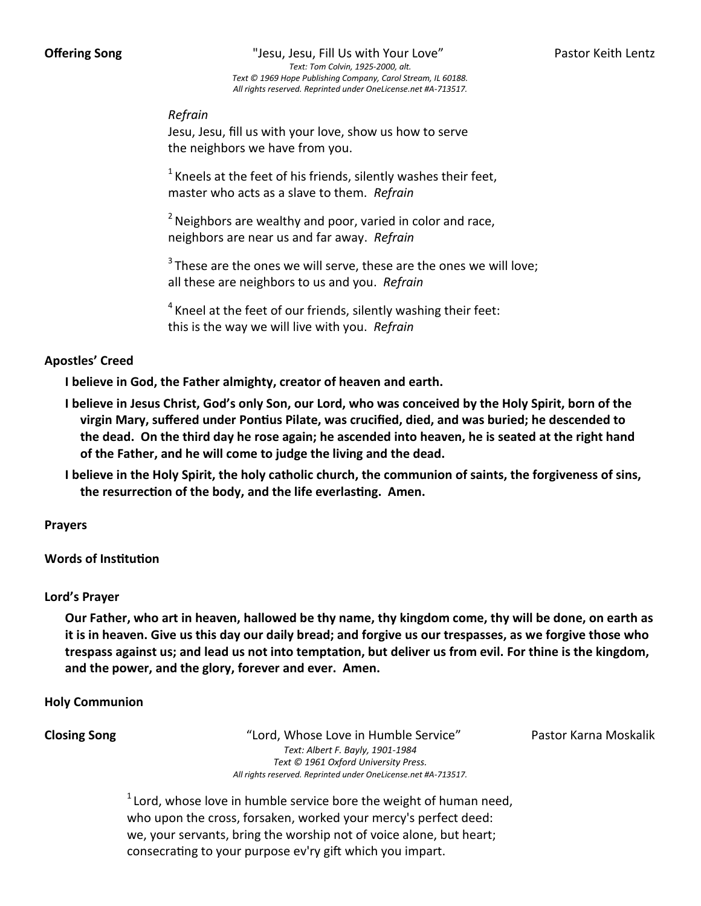**Offering Song** "Jesu, Jesu, Fill Us with Your Love" Pastor Keith Lentz

*Text: Tom Colvin, 1925-2000, alt.*
*Text © 1969 Hope Publishing Company, Carol Stream, IL 60188.*
*All rights reserved. Reprinted under OneLicense.net #A-713517.*

*Refrain*
Jesu, Jesu, fill us with your love, show us how to serve
the neighbors we have from you.

[1] Kneels at the feet of his friends, silently washes their feet,
master who acts as a slave to them. *Refrain*

[2] Neighbors are wealthy and poor, varied in color and race,
neighbors are near us and far away. *Refrain*

[3] These are the ones we will serve, these are the ones we will love;
all these are neighbors to us and you. *Refrain*

[4] Kneel at the feet of our friends, silently washing their feet:
this is the way we will live with you. *Refrain*

**Apostles' Creed**

**I believe in God, the Father almighty, creator of heaven and earth.**

**I believe in Jesus Christ, God's only Son, our Lord, who was conceived by the Holy Spirit, born of the virgin Mary, suffered under Pontius Pilate, was crucified, died, and was buried; he descended to the dead. On the third day he rose again; he ascended into heaven, he is seated at the right hand of the Father, and he will come to judge the living and the dead.**

**I believe in the Holy Spirit, the holy catholic church, the communion of saints, the forgiveness of sins, the resurrection of the body, and the life everlasting. Amen.**

**Prayers**

**Words of Institution**

**Lord's Prayer**

**Our Father, who art in heaven, hallowed be thy name, thy kingdom come, thy will be done, on earth as it is in heaven. Give us this day our daily bread; and forgive us our trespasses, as we forgive those who trespass against us; and lead us not into temptation, but deliver us from evil. For thine is the kingdom, and the power, and the glory, forever and ever. Amen.**

**Holy Communion**

**Closing Song** "Lord, Whose Love in Humble Service" Pastor Karna Moskalik

*Text: Albert F. Bayly, 1901-1984*
*Text © 1961 Oxford University Press.*
*All rights reserved. Reprinted under OneLicense.net #A-713517.*

[1] Lord, whose love in humble service bore the weight of human need,
who upon the cross, forsaken, worked your mercy's perfect deed:
we, your servants, bring the worship not of voice alone, but heart;
consecrating to your purpose ev'ry gift which you impart.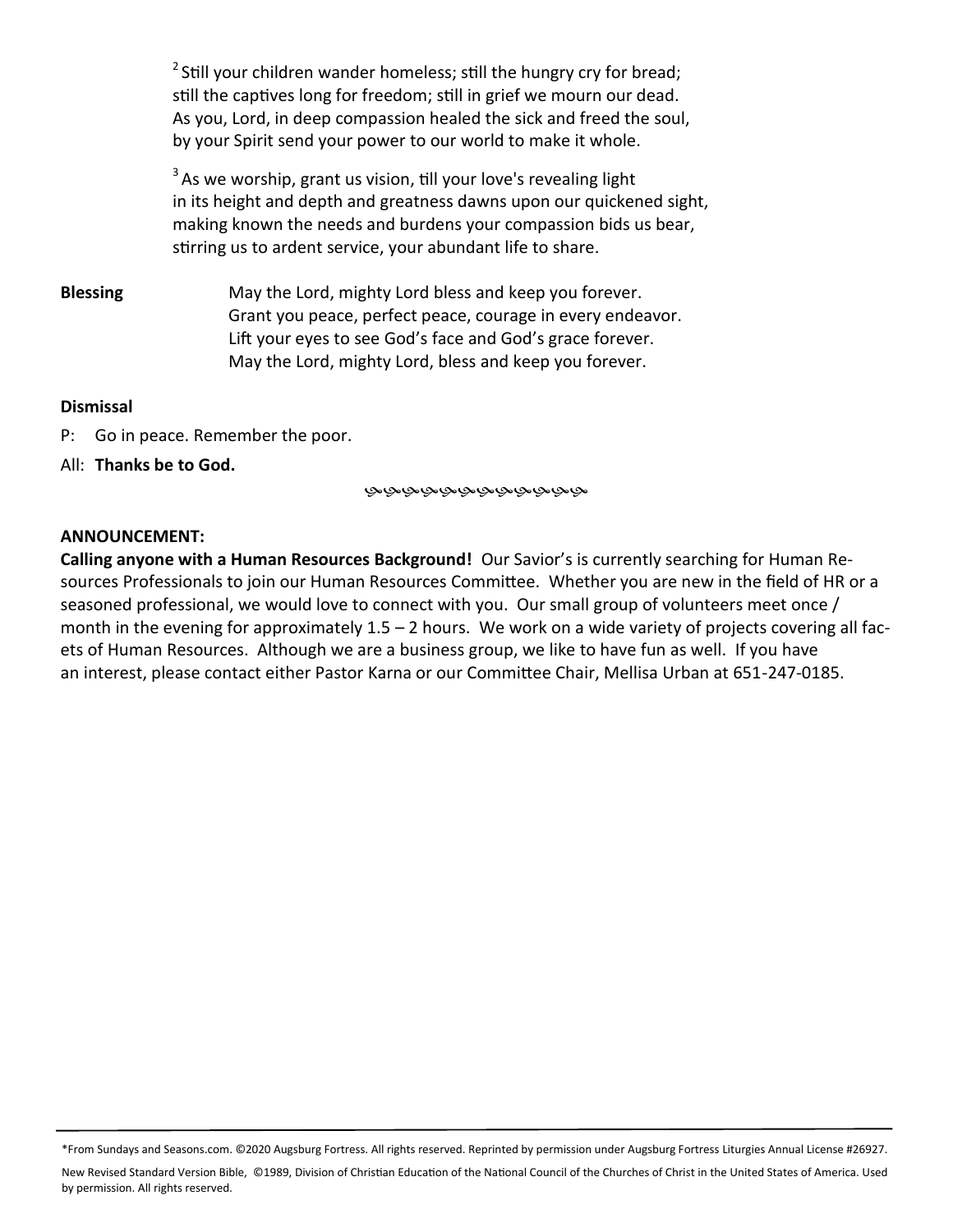[2] Still your children wander homeless; still the hungry cry for bread;
still the captives long for freedom; still in grief we mourn our dead.
As you, Lord, in deep compassion healed the sick and freed the soul,
by your Spirit send your power to our world to make it whole.

[3] As we worship, grant us vision, till your love's revealing light
in its height and depth and greatness dawns upon our quickened sight,
making known the needs and burdens your compassion bids us bear,
stirring us to ardent service, your abundant life to share.

**Blessing**

May the Lord, mighty Lord bless and keep you forever.
Grant you peace, perfect peace, courage in every endeavor.
Lift your eyes to see God's face and God's grace forever.
May the Lord, mighty Lord, bless and keep you forever.

**Dismissal**

P: Go in peace. Remember the poor.

All: **Thanks be to God.**

**ANNOUNCEMENT:**

**Calling anyone with a Human Resources Background!** Our Savior's is currently searching for Human Resources Professionals to join our Human Resources Committee. Whether you are new in the field of HR or a seasoned professional, we would love to connect with you. Our small group of volunteers meet once / month in the evening for approximately 1.5 – 2 hours. We work on a wide variety of projects covering all facets of Human Resources. Although we are a business group, we like to have fun as well. If you have an interest, please contact either Pastor Karna or our Committee Chair, Mellisa Urban at 651-247-0185.

*From Sundays and Seasons.com. ©2020 Augsburg Fortress. All rights reserved. Reprinted by permission under Augsburg Fortress Liturgies Annual License #26927.

New Revised Standard Version Bible, ©1989, Division of Christian Education of the National Council of the Churches of Christ in the United States of America. Used by permission. All rights reserved.